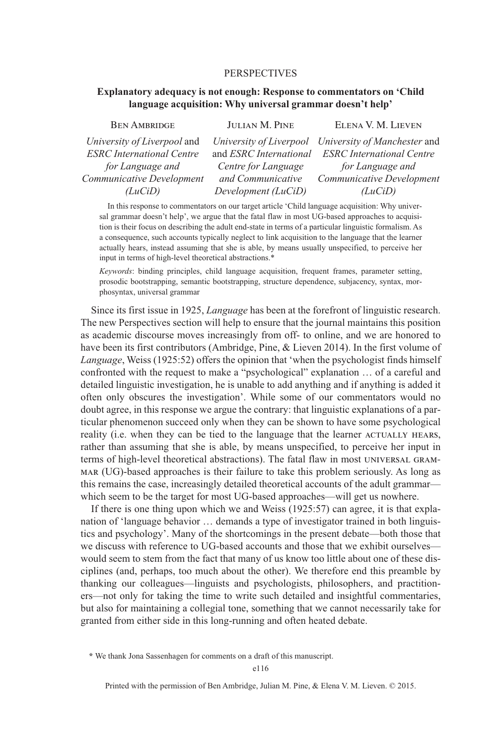PERSPECTIVES

# Explanatory adequacy is not enough: Response to commentators on 'Child language acquisition: Why universal grammar doesn't help'

| Ben Ambridge | Julian M. Pine | Elena V. M. Lieven |
|---|---|---|
| *University of Liverpool* and *ESRC International Centre for Language and Communicative Development (LuCiD)* | *University of Liverpool* and *ESRC International Centre for Language and Communicative Development (LuCiD)* | *University of Manchester* and *ESRC International Centre for Language and Communicative Development (LuCiD)* |

In this response to commentators on our target article 'Child language acquisition: Why universal grammar doesn't help', we argue that the fatal flaw in most UG-based approaches to acquisition is their focus on describing the adult end-state in terms of a particular linguistic formalism. As a consequence, such accounts typically neglect to link acquisition to the language that the learner actually hears, instead assuming that she is able, by means usually unspecified, to perceive her input in terms of high-level theoretical abstractions.*

*Keywords*: binding principles, child language acquisition, frequent frames, parameter setting, prosodic bootstrapping, semantic bootstrapping, structure dependence, subjacency, syntax, morphosyntax, universal grammar

Since its first issue in 1925, *Language* has been at the forefront of linguistic research. The new Perspectives section will help to ensure that the journal maintains this position as academic discourse moves increasingly from off- to online, and we are honored to have been its first contributors (Ambridge, Pine, & Lieven 2014). In the first volume of *Language*, Weiss (1925:52) offers the opinion that 'when the psychologist finds himself confronted with the request to make a "psychological" explanation … of a careful and detailed linguistic investigation, he is unable to add anything and if anything is added it often only obscures the investigation'. While some of our commentators would no doubt agree, in this response we argue the contrary: that linguistic explanations of a particular phenomenon succeed only when they can be shown to have some psychological reality (i.e. when they can be tied to the language that the learner ACTUALLY HEARS, rather than assuming that she is able, by means unspecified, to perceive her input in terms of high-level theoretical abstractions). The fatal flaw in most UNIVERSAL GRAMMAR (UG)-based approaches is their failure to take this problem seriously. As long as this remains the case, increasingly detailed theoretical accounts of the adult grammar—which seem to be the target for most UG-based approaches—will get us nowhere.

If there is one thing upon which we and Weiss (1925:57) can agree, it is that explanation of 'language behavior … demands a type of investigator trained in both linguistics and psychology'. Many of the shortcomings in the present debate—both those that we discuss with reference to UG-based accounts and those that we exhibit ourselves—would seem to stem from the fact that many of us know too little about one of these disciplines (and, perhaps, too much about the other). We therefore end this preamble by thanking our colleagues—linguists and psychologists, philosophers, and practitioners—not only for taking the time to write such detailed and insightful commentaries, but also for maintaining a collegial tone, something that we cannot necessarily take for granted from either side in this long-running and often heated debate.

\* We thank Jona Sassenhagen for comments on a draft of this manuscript.

Printed with the permission of Ben Ambridge, Julian M. Pine, & Elena V. M. Lieven. © 2015.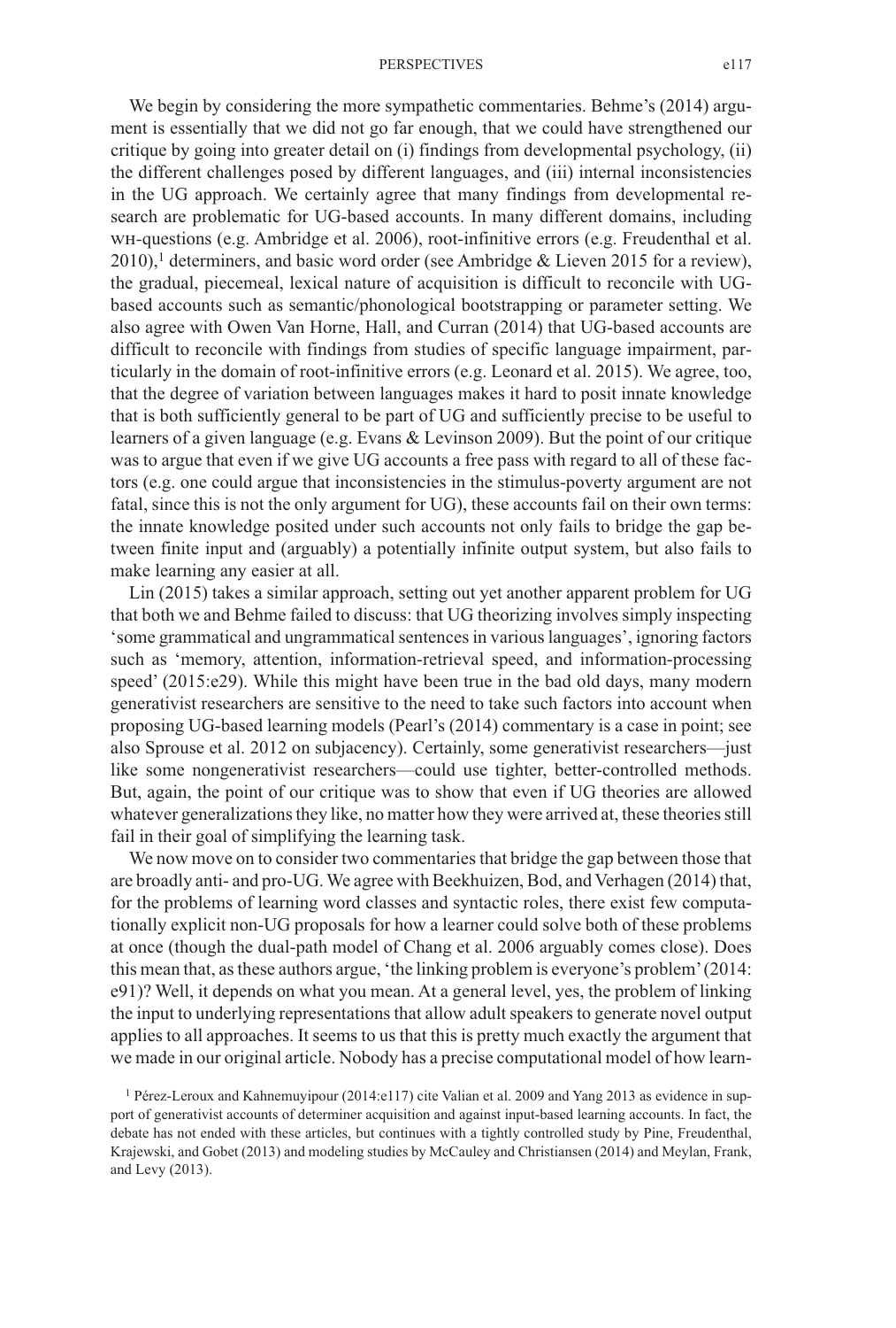We begin by considering the more sympathetic commentaries. Behme's (2014) argument is essentially that we did not go far enough, that we could have strengthened our critique by going into greater detail on (i) findings from developmental psychology, (ii) the different challenges posed by different languages, and (iii) internal inconsistencies in the UG approach. We certainly agree that many findings from developmental research are problematic for UG-based accounts. In many different domains, including WH-questions (e.g. Ambridge et al. 2006), root-infinitive errors (e.g. Freudenthal et al. 2010),[1] determiners, and basic word order (see Ambridge & Lieven 2015 for a review), the gradual, piecemeal, lexical nature of acquisition is difficult to reconcile with UG-based accounts such as semantic/phonological bootstrapping or parameter setting. We also agree with Owen Van Horne, Hall, and Curran (2014) that UG-based accounts are difficult to reconcile with findings from studies of specific language impairment, particularly in the domain of root-infinitive errors (e.g. Leonard et al. 2015). We agree, too, that the degree of variation between languages makes it hard to posit innate knowledge that is both sufficiently general to be part of UG and sufficiently precise to be useful to learners of a given language (e.g. Evans & Levinson 2009). But the point of our critique was to argue that even if we give UG accounts a free pass with regard to all of these factors (e.g. one could argue that inconsistencies in the stimulus-poverty argument are not fatal, since this is not the only argument for UG), these accounts fail on their own terms: the innate knowledge posited under such accounts not only fails to bridge the gap between finite input and (arguably) a potentially infinite output system, but also fails to make learning any easier at all.

Lin (2015) takes a similar approach, setting out yet another apparent problem for UG that both we and Behme failed to discuss: that UG theorizing involves simply inspecting 'some grammatical and ungrammatical sentences in various languages', ignoring factors such as 'memory, attention, information-retrieval speed, and information-processing speed' (2015:e29). While this might have been true in the bad old days, many modern generativist researchers are sensitive to the need to take such factors into account when proposing UG-based learning models (Pearl's (2014) commentary is a case in point; see also Sprouse et al. 2012 on subjacency). Certainly, some generativist researchers—just like some nongenerativist researchers—could use tighter, better-controlled methods. But, again, the point of our critique was to show that even if UG theories are allowed whatever generalizations they like, no matter how they were arrived at, these theories still fail in their goal of simplifying the learning task.

We now move on to consider two commentaries that bridge the gap between those that are broadly anti- and pro-UG. We agree with Beekhuizen, Bod, and Verhagen (2014) that, for the problems of learning word classes and syntactic roles, there exist few computationally explicit non-UG proposals for how a learner could solve both of these problems at once (though the dual-path model of Chang et al. 2006 arguably comes close). Does this mean that, as these authors argue, 'the linking problem is everyone's problem' (2014: e91)? Well, it depends on what you mean. At a general level, yes, the problem of linking the input to underlying representations that allow adult speakers to generate novel output applies to all approaches. It seems to us that this is pretty much exactly the argument that we made in our original article. Nobody has a precise computational model of how learn-

[1] Pérez-Leroux and Kahnemuyipour (2014:e117) cite Valian et al. 2009 and Yang 2013 as evidence in support of generativist accounts of determiner acquisition and against input-based learning accounts. In fact, the debate has not ended with these articles, but continues with a tightly controlled study by Pine, Freudenthal, Krajewski, and Gobet (2013) and modeling studies by McCauley and Christiansen (2014) and Meylan, Frank, and Levy (2013).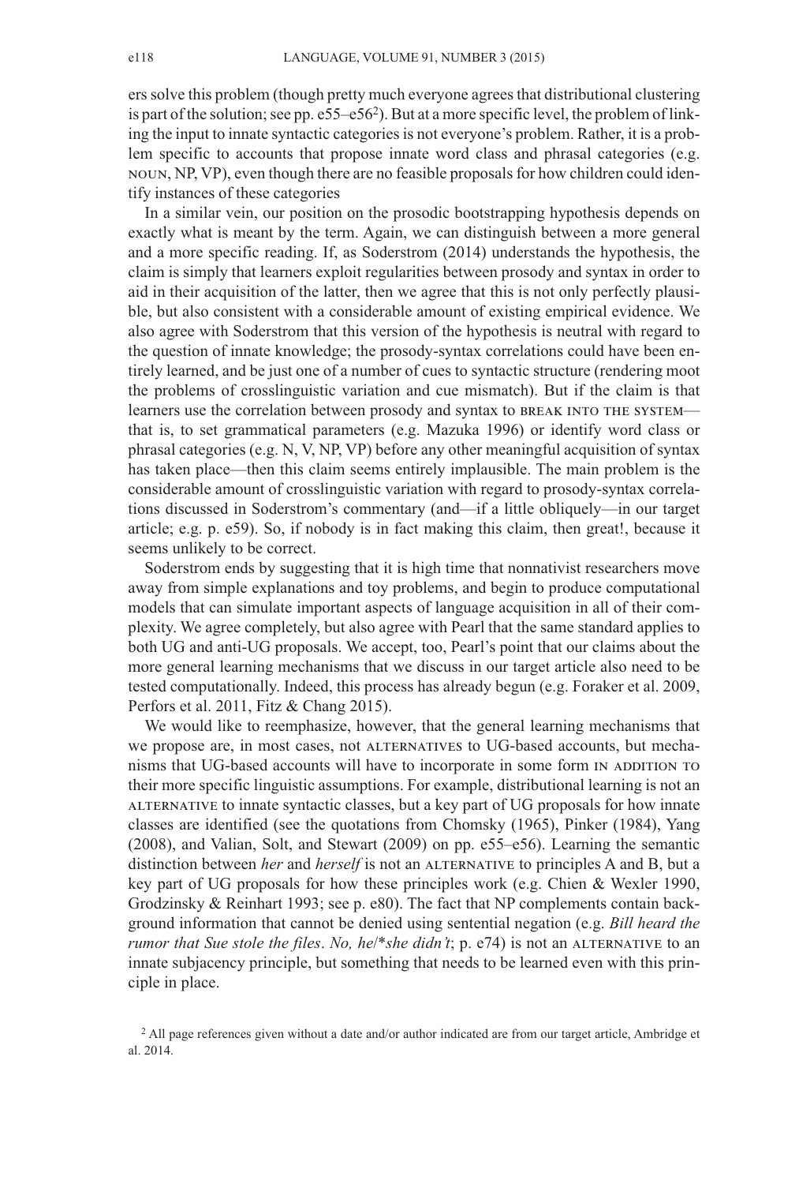ers solve this problem (though pretty much everyone agrees that distributional clustering is part of the solution; see pp. e55–e56[2]). But at a more specific level, the problem of linking the input to innate syntactic categories is not everyone's problem. Rather, it is a problem specific to accounts that propose innate word class and phrasal categories (e.g. NOUN, NP, VP), even though there are no feasible proposals for how children could identify instances of these categories

In a similar vein, our position on the prosodic bootstrapping hypothesis depends on exactly what is meant by the term. Again, we can distinguish between a more general and a more specific reading. If, as Soderstrom (2014) understands the hypothesis, the claim is simply that learners exploit regularities between prosody and syntax in order to aid in their acquisition of the latter, then we agree that this is not only perfectly plausible, but also consistent with a considerable amount of existing empirical evidence. We also agree with Soderstrom that this version of the hypothesis is neutral with regard to the question of innate knowledge; the prosody-syntax correlations could have been entirely learned, and be just one of a number of cues to syntactic structure (rendering moot the problems of crosslinguistic variation and cue mismatch). But if the claim is that learners use the correlation between prosody and syntax to BREAK INTO THE SYSTEM—that is, to set grammatical parameters (e.g. Mazuka 1996) or identify word class or phrasal categories (e.g. N, V, NP, VP) before any other meaningful acquisition of syntax has taken place—then this claim seems entirely implausible. The main problem is the considerable amount of crosslinguistic variation with regard to prosody-syntax correlations discussed in Soderstrom's commentary (and—if a little obliquely—in our target article; e.g. p. e59). So, if nobody is in fact making this claim, then great!, because it seems unlikely to be correct.

Soderstrom ends by suggesting that it is high time that nonnativist researchers move away from simple explanations and toy problems, and begin to produce computational models that can simulate important aspects of language acquisition in all of their complexity. We agree completely, but also agree with Pearl that the same standard applies to both UG and anti-UG proposals. We accept, too, Pearl's point that our claims about the more general learning mechanisms that we discuss in our target article also need to be tested computationally. Indeed, this process has already begun (e.g. Foraker et al. 2009, Perfors et al. 2011, Fitz & Chang 2015).

We would like to reemphasize, however, that the general learning mechanisms that we propose are, in most cases, not ALTERNATIVES to UG-based accounts, but mechanisms that UG-based accounts will have to incorporate in some form IN ADDITION TO their more specific linguistic assumptions. For example, distributional learning is not an ALTERNATIVE to innate syntactic classes, but a key part of UG proposals for how innate classes are identified (see the quotations from Chomsky (1965), Pinker (1984), Yang (2008), and Valian, Solt, and Stewart (2009) on pp. e55–e56). Learning the semantic distinction between *her* and *herself* is not an ALTERNATIVE to principles A and B, but a key part of UG proposals for how these principles work (e.g. Chien & Wexler 1990, Grodzinsky & Reinhart 1993; see p. e80). The fact that NP complements contain background information that cannot be denied using sentential negation (e.g. *Bill heard the rumor that Sue stole the files*. *No, he*/*\*she didn't*; p. e74) is not an ALTERNATIVE to an innate subjacency principle, but something that needs to be learned even with this principle in place.

[2] All page references given without a date and/or author indicated are from our target article, Ambridge et al. 2014.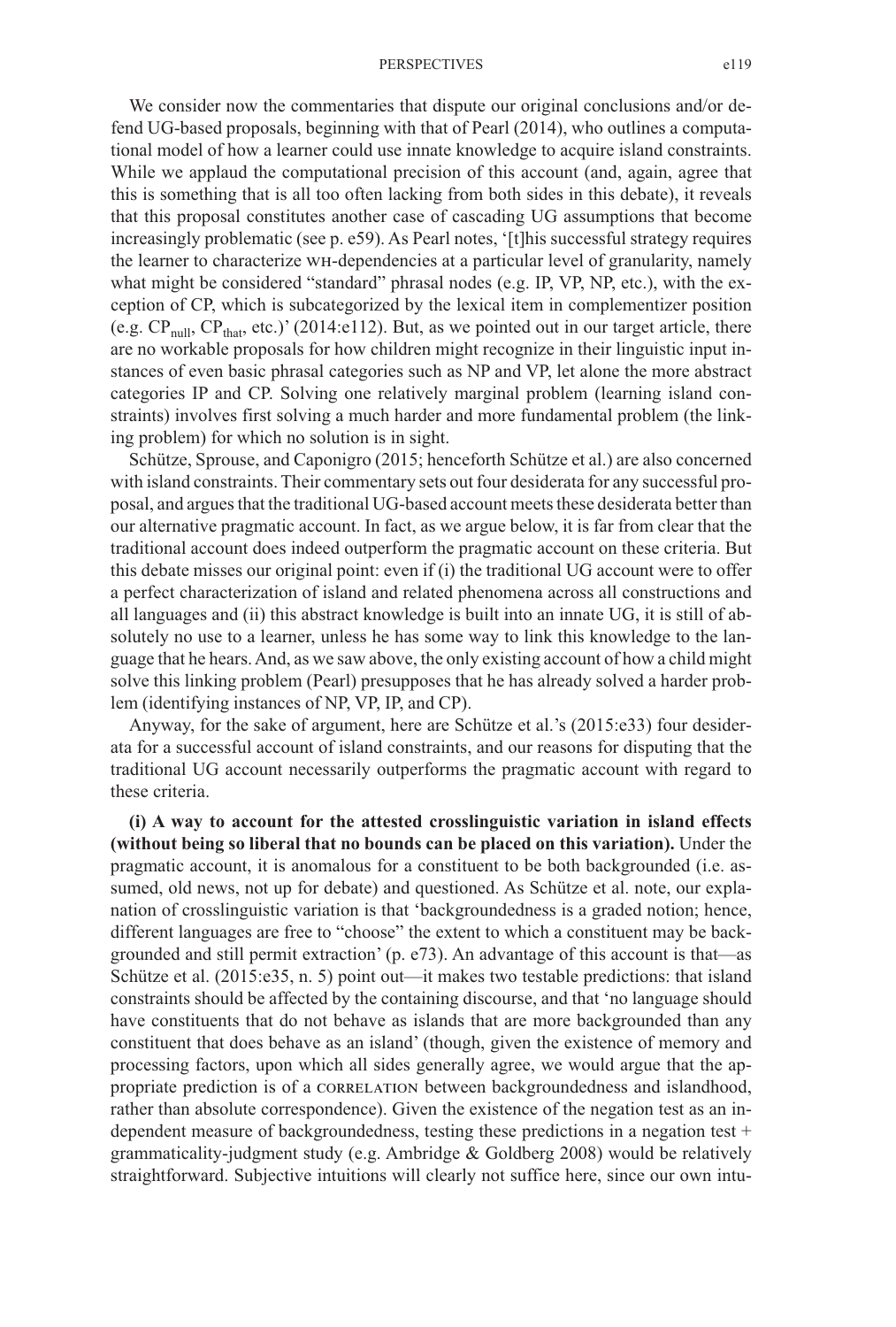We consider now the commentaries that dispute our original conclusions and/or defend UG-based proposals, beginning with that of Pearl (2014), who outlines a computational model of how a learner could use innate knowledge to acquire island constraints. While we applaud the computational precision of this account (and, again, agree that this is something that is all too often lacking from both sides in this debate), it reveals that this proposal constitutes another case of cascading UG assumptions that become increasingly problematic (see p. e59). As Pearl notes, '[t]his successful strategy requires the learner to characterize WH-dependencies at a particular level of granularity, namely what might be considered "standard" phrasal nodes (e.g. IP, VP, NP, etc.), with the exception of CP, which is subcategorized by the lexical item in complementizer position (e.g. $CP_{null}$, $CP_{that}$, etc.)' (2014:e112). But, as we pointed out in our target article, there are no workable proposals for how children might recognize in their linguistic input instances of even basic phrasal categories such as NP and VP, let alone the more abstract categories IP and CP. Solving one relatively marginal problem (learning island constraints) involves first solving a much harder and more fundamental problem (the linking problem) for which no solution is in sight.

Schütze, Sprouse, and Caponigro (2015; henceforth Schütze et al.) are also concerned with island constraints. Their commentary sets out four desiderata for any successful proposal, and argues that the traditional UG-based account meets these desiderata better than our alternative pragmatic account. In fact, as we argue below, it is far from clear that the traditional account does indeed outperform the pragmatic account on these criteria. But this debate misses our original point: even if (i) the traditional UG account were to offer a perfect characterization of island and related phenomena across all constructions and all languages and (ii) this abstract knowledge is built into an innate UG, it is still of absolutely no use to a learner, unless he has some way to link this knowledge to the language that he hears. And, as we saw above, the only existing account of how a child might solve this linking problem (Pearl) presupposes that he has already solved a harder problem (identifying instances of NP, VP, IP, and CP).

Anyway, for the sake of argument, here are Schütze et al.'s (2015:e33) four desiderata for a successful account of island constraints, and our reasons for disputing that the traditional UG account necessarily outperforms the pragmatic account with regard to these criteria.

**(i) A way to account for the attested crosslinguistic variation in island effects (without being so liberal that no bounds can be placed on this variation).** Under the pragmatic account, it is anomalous for a constituent to be both backgrounded (i.e. assumed, old news, not up for debate) and questioned. As Schütze et al. note, our explanation of crosslinguistic variation is that 'backgroundedness is a graded notion; hence, different languages are free to "choose" the extent to which a constituent may be backgrounded and still permit extraction' (p. e73). An advantage of this account is that—as Schütze et al. (2015:e35, n. 5) point out—it makes two testable predictions: that island constraints should be affected by the containing discourse, and that 'no language should have constituents that do not behave as islands that are more backgrounded than any constituent that does behave as an island' (though, given the existence of memory and processing factors, upon which all sides generally agree, we would argue that the appropriate prediction is of a CORRELATION between backgroundedness and islandhood, rather than absolute correspondence). Given the existence of the negation test as an independent measure of backgroundedness, testing these predictions in a negation test + grammaticality-judgment study (e.g. Ambridge & Goldberg 2008) would be relatively straightforward. Subjective intuitions will clearly not suffice here, since our own intu-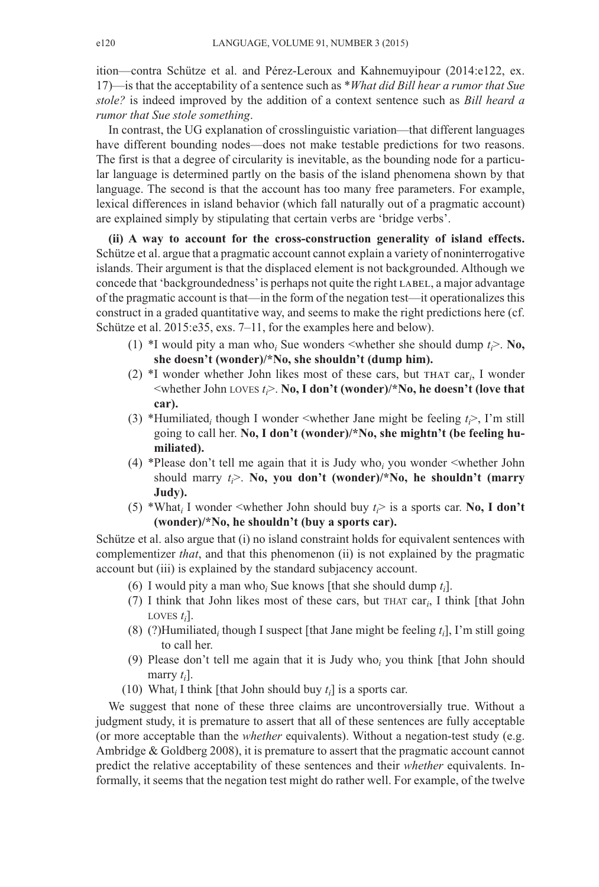ition—contra Schütze et al. and Pérez-Leroux and Kahnemuyipour (2014:e122, ex. 17)—is that the acceptability of a sentence such as **What did Bill hear a rumor that Sue stole?* is indeed improved by the addition of a context sentence such as *Bill heard a rumor that Sue stole something*.

In contrast, the UG explanation of crosslinguistic variation—that different languages have different bounding nodes—does not make testable predictions for two reasons. The first is that a degree of circularity is inevitable, as the bounding node for a particular language is determined partly on the basis of the island phenomena shown by that language. The second is that the account has too many free parameters. For example, lexical differences in island behavior (which fall naturally out of a pragmatic account) are explained simply by stipulating that certain verbs are 'bridge verbs'.

**(ii) A way to account for the cross-construction generality of island effects.** Schütze et al. argue that a pragmatic account cannot explain a variety of noninterrogative islands. Their argument is that the displaced element is not backgrounded. Although we concede that 'backgroundedness' is perhaps not quite the right LABEL, a major advantage of the pragmatic account is that—in the form of the negation test—it operationalizes this construct in a graded quantitative way, and seems to make the right predictions here (cf. Schütze et al. 2015:e35, exs. 7–11, for the examples here and below).

(1) *I would pity a man who$_i$ Sue wonders <whether she should dump $t_i$>. **No, she doesn't (wonder)/*No, she shouldn't (dump him).**

(2) *I wonder whether John likes most of these cars, but THAT car$_i$, I wonder <whether John LOVES $t_i$>. **No, I don't (wonder)/*No, he doesn't (love that car).**

(3) *Humiliated$_i$ though I wonder <whether Jane might be feeling $t_i$>, I'm still going to call her. **No, I don't (wonder)/*No, she mightn't (be feeling humiliated).**

(4) *Please don't tell me again that it is Judy who$_i$ you wonder <whether John should marry $t_i$>. **No, you don't (wonder)/*No, he shouldn't (marry Judy).**

(5) *What$_i$ I wonder <whether John should buy $t_i$> is a sports car. **No, I don't (wonder)/*No, he shouldn't (buy a sports car).**

Schütze et al. also argue that (i) no island constraint holds for equivalent sentences with complementizer *that*, and that this phenomenon (ii) is not explained by the pragmatic account but (iii) is explained by the standard subjacency account.

(6) I would pity a man who$_i$ Sue knows [that she should dump $t_i$].

(7) I think that John likes most of these cars, but THAT car$_i$, I think [that John LOVES $t_i$].

(8) (?)Humiliated$_i$ though I suspect [that Jane might be feeling $t_i$], I'm still going to call her.

(9) Please don't tell me again that it is Judy who$_i$ you think [that John should marry $t_i$].

(10) What$_i$ I think [that John should buy $t_i$] is a sports car.

We suggest that none of these three claims are uncontroversially true. Without a judgment study, it is premature to assert that all of these sentences are fully acceptable (or more acceptable than the *whether* equivalents). Without a negation-test study (e.g. Ambridge & Goldberg 2008), it is premature to assert that the pragmatic account cannot predict the relative acceptability of these sentences and their *whether* equivalents. Informally, it seems that the negation test might do rather well. For example, of the twelve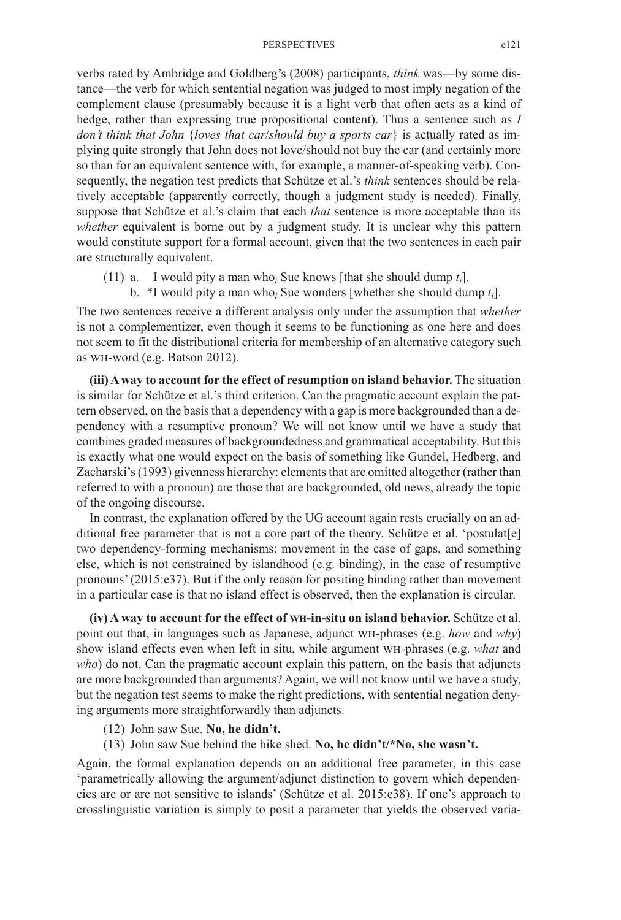verbs rated by Ambridge and Goldberg's (2008) participants, *think* was—by some distance—the verb for which sentential negation was judged to most imply negation of the complement clause (presumably because it is a light verb that often acts as a kind of hedge, rather than expressing true propositional content). Thus a sentence such as *I don't think that John* {*loves that car*/*should buy a sports car*} is actually rated as implying quite strongly that John does not love/should not buy the car (and certainly more so than for an equivalent sentence with, for example, a manner-of-speaking verb). Consequently, the negation test predicts that Schütze et al.'s *think* sentences should be relatively acceptable (apparently correctly, though a judgment study is needed). Finally, suppose that Schütze et al.'s claim that each *that* sentence is more acceptable than its *whether* equivalent is borne out by a judgment study. It is unclear why this pattern would constitute support for a formal account, given that the two sentences in each pair are structurally equivalent.

(11) a. I would pity a man who$_i$ Sue knows [that she should dump $t_i$].
  b. *I would pity a man who$_i$ Sue wonders [whether she should dump $t_i$].

The two sentences receive a different analysis only under the assumption that *whether* is not a complementizer, even though it seems to be functioning as one here and does not seem to fit the distributional criteria for membership of an alternative category such as WH-word (e.g. Batson 2012).

**(iii) A way to account for the effect of resumption on island behavior.** The situation is similar for Schütze et al.'s third criterion. Can the pragmatic account explain the pattern observed, on the basis that a dependency with a gap is more backgrounded than a dependency with a resumptive pronoun? We will not know until we have a study that combines graded measures of backgroundedness and grammatical acceptability. But this is exactly what one would expect on the basis of something like Gundel, Hedberg, and Zacharski's (1993) givenness hierarchy: elements that are omitted altogether (rather than referred to with a pronoun) are those that are backgrounded, old news, already the topic of the ongoing discourse.

In contrast, the explanation offered by the UG account again rests crucially on an additional free parameter that is not a core part of the theory. Schütze et al. 'postulat[e] two dependency-forming mechanisms: movement in the case of gaps, and something else, which is not constrained by islandhood (e.g. binding), in the case of resumptive pronouns' (2015:e37). But if the only reason for positing binding rather than movement in a particular case is that no island effect is observed, then the explanation is circular.

**(iv) A way to account for the effect of WH-in-situ on island behavior.** Schütze et al. point out that, in languages such as Japanese, adjunct WH-phrases (e.g. *how* and *why*) show island effects even when left in situ, while argument WH-phrases (e.g. *what* and *who*) do not. Can the pragmatic account explain this pattern, on the basis that adjuncts are more backgrounded than arguments? Again, we will not know until we have a study, but the negation test seems to make the right predictions, with sentential negation denying arguments more straightforwardly than adjuncts.

(12) John saw Sue. **No, he didn't.**

(13) John saw Sue behind the bike shed. **No, he didn't/*No, she wasn't.**

Again, the formal explanation depends on an additional free parameter, in this case 'parametrically allowing the argument/adjunct distinction to govern which dependencies are or are not sensitive to islands' (Schütze et al. 2015:e38). If one's approach to crosslinguistic variation is simply to posit a parameter that yields the observed varia-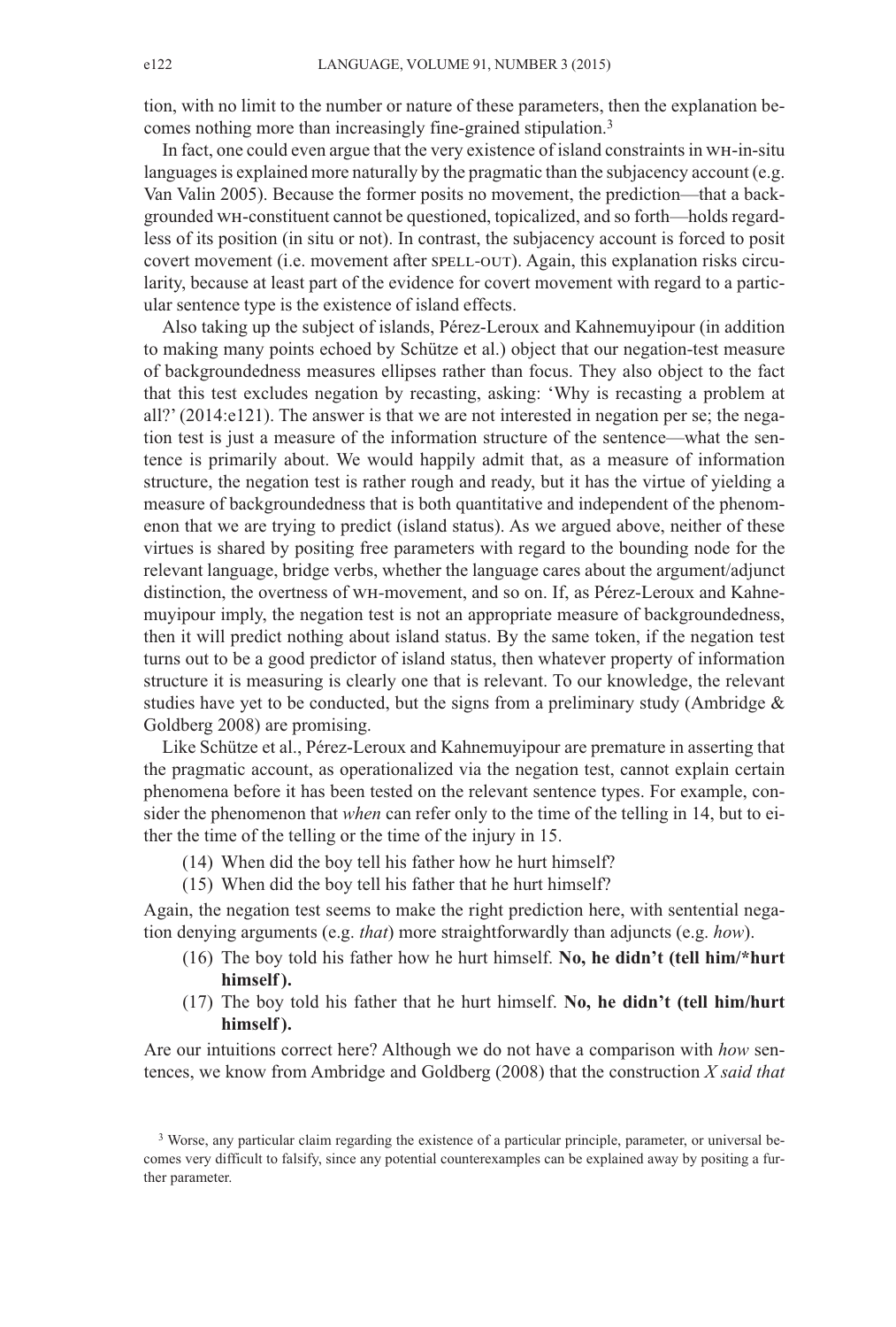tion, with no limit to the number or nature of these parameters, then the explanation becomes nothing more than increasingly fine-grained stipulation.[3]

In fact, one could even argue that the very existence of island constraints in WH-in-situ languages is explained more naturally by the pragmatic than the subjacency account (e.g. Van Valin 2005). Because the former posits no movement, the prediction—that a backgrounded WH-constituent cannot be questioned, topicalized, and so forth—holds regardless of its position (in situ or not). In contrast, the subjacency account is forced to posit covert movement (i.e. movement after SPELL-OUT). Again, this explanation risks circularity, because at least part of the evidence for covert movement with regard to a particular sentence type is the existence of island effects.

Also taking up the subject of islands, Pérez-Leroux and Kahnemuyipour (in addition to making many points echoed by Schütze et al.) object that our negation-test measure of backgroundedness measures ellipses rather than focus. They also object to the fact that this test excludes negation by recasting, asking: 'Why is recasting a problem at all?' (2014:e121). The answer is that we are not interested in negation per se; the negation test is just a measure of the information structure of the sentence—what the sentence is primarily about. We would happily admit that, as a measure of information structure, the negation test is rather rough and ready, but it has the virtue of yielding a measure of backgroundedness that is both quantitative and independent of the phenomenon that we are trying to predict (island status). As we argued above, neither of these virtues is shared by positing free parameters with regard to the bounding node for the relevant language, bridge verbs, whether the language cares about the argument/adjunct distinction, the overtness of WH-movement, and so on. If, as Pérez-Leroux and Kahnemuyipour imply, the negation test is not an appropriate measure of backgroundedness, then it will predict nothing about island status. By the same token, if the negation test turns out to be a good predictor of island status, then whatever property of information structure it is measuring is clearly one that is relevant. To our knowledge, the relevant studies have yet to be conducted, but the signs from a preliminary study (Ambridge & Goldberg 2008) are promising.

Like Schütze et al., Pérez-Leroux and Kahnemuyipour are premature in asserting that the pragmatic account, as operationalized via the negation test, cannot explain certain phenomena before it has been tested on the relevant sentence types. For example, consider the phenomenon that *when* can refer only to the time of the telling in 14, but to either the time of the telling or the time of the injury in 15.

(14) When did the boy tell his father how he hurt himself?

(15) When did the boy tell his father that he hurt himself?

Again, the negation test seems to make the right prediction here, with sentential negation denying arguments (e.g. *that*) more straightforwardly than adjuncts (e.g. *how*).

(16) The boy told his father how he hurt himself. **No, he didn't (tell him/\*hurt himself).**

(17) The boy told his father that he hurt himself. **No, he didn't (tell him/hurt himself).**

Are our intuitions correct here? Although we do not have a comparison with *how* sentences, we know from Ambridge and Goldberg (2008) that the construction *X said that*

[3] Worse, any particular claim regarding the existence of a particular principle, parameter, or universal becomes very difficult to falsify, since any potential counterexamples can be explained away by positing a further parameter.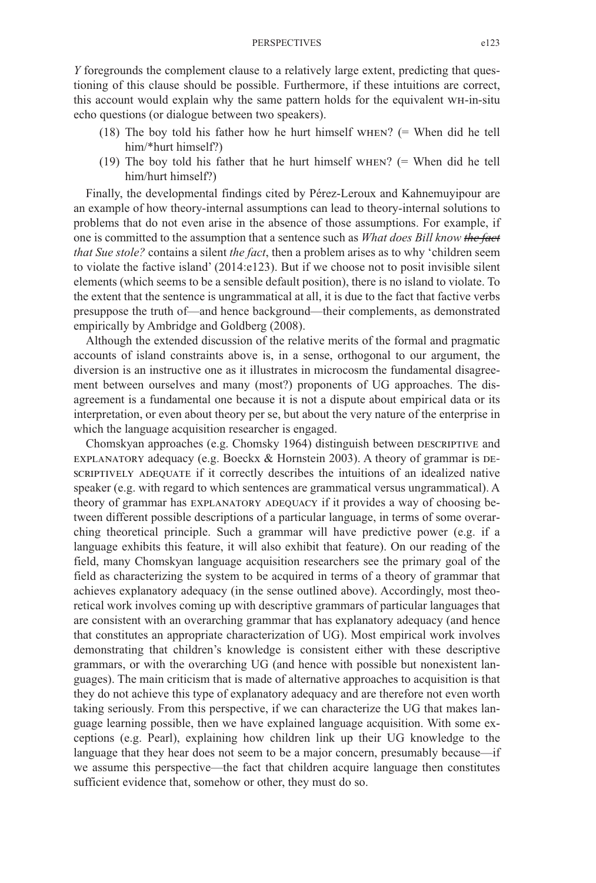*Y* foregrounds the complement clause to a relatively large extent, predicting that questioning of this clause should be possible. Furthermore, if these intuitions are correct, this account would explain why the same pattern holds for the equivalent WH-in-situ echo questions (or dialogue between two speakers).

(18) The boy told his father how he hurt himself WHEN? (= When did he tell him/*hurt himself?)

(19) The boy told his father that he hurt himself WHEN? (= When did he tell him/hurt himself?)

Finally, the developmental findings cited by Pérez-Leroux and Kahnemuyipour are an example of how theory-internal assumptions can lead to theory-internal solutions to problems that do not even arise in the absence of those assumptions. For example, if one is committed to the assumption that a sentence such as *What does Bill know ~~the fact~~ that Sue stole?* contains a silent *the fact*, then a problem arises as to why 'children seem to violate the factive island' (2014:e123). But if we choose not to posit invisible silent elements (which seems to be a sensible default position), there is no island to violate. To the extent that the sentence is ungrammatical at all, it is due to the fact that factive verbs presuppose the truth of—and hence background—their complements, as demonstrated empirically by Ambridge and Goldberg (2008).

Although the extended discussion of the relative merits of the formal and pragmatic accounts of island constraints above is, in a sense, orthogonal to our argument, the diversion is an instructive one as it illustrates in microcosm the fundamental disagreement between ourselves and many (most?) proponents of UG approaches. The disagreement is a fundamental one because it is not a dispute about empirical data or its interpretation, or even about theory per se, but about the very nature of the enterprise in which the language acquisition researcher is engaged.

Chomskyan approaches (e.g. Chomsky 1964) distinguish between DESCRIPTIVE and EXPLANATORY adequacy (e.g. Boeckx & Hornstein 2003). A theory of grammar is DESCRIPTIVELY ADEQUATE if it correctly describes the intuitions of an idealized native speaker (e.g. with regard to which sentences are grammatical versus ungrammatical). A theory of grammar has EXPLANATORY ADEQUACY if it provides a way of choosing between different possible descriptions of a particular language, in terms of some overarching theoretical principle. Such a grammar will have predictive power (e.g. if a language exhibits this feature, it will also exhibit that feature). On our reading of the field, many Chomskyan language acquisition researchers see the primary goal of the field as characterizing the system to be acquired in terms of a theory of grammar that achieves explanatory adequacy (in the sense outlined above). Accordingly, most theoretical work involves coming up with descriptive grammars of particular languages that are consistent with an overarching grammar that has explanatory adequacy (and hence that constitutes an appropriate characterization of UG). Most empirical work involves demonstrating that children's knowledge is consistent either with these descriptive grammars, or with the overarching UG (and hence with possible but nonexistent languages). The main criticism that is made of alternative approaches to acquisition is that they do not achieve this type of explanatory adequacy and are therefore not even worth taking seriously. From this perspective, if we can characterize the UG that makes language learning possible, then we have explained language acquisition. With some exceptions (e.g. Pearl), explaining how children link up their UG knowledge to the language that they hear does not seem to be a major concern, presumably because—if we assume this perspective—the fact that children acquire language then constitutes sufficient evidence that, somehow or other, they must do so.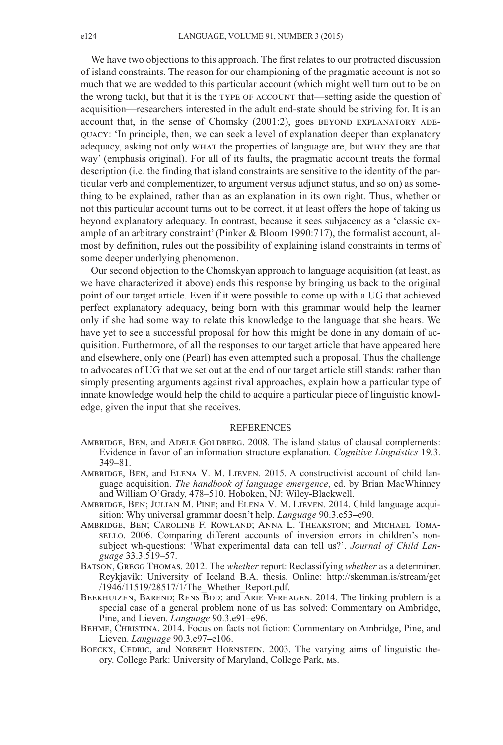We have two objections to this approach. The first relates to our protracted discussion of island constraints. The reason for our championing of the pragmatic account is not so much that we are wedded to this particular account (which might well turn out to be on the wrong tack), but that it is the TYPE OF ACCOUNT that—setting aside the question of acquisition—researchers interested in the adult end-state should be striving for. It is an account that, in the sense of Chomsky (2001:2), goes BEYOND EXPLANATORY ADEQUACY: 'In principle, then, we can seek a level of explanation deeper than explanatory adequacy, asking not only WHAT the properties of language are, but WHY they are that way' (emphasis original). For all of its faults, the pragmatic account treats the formal description (i.e. the finding that island constraints are sensitive to the identity of the particular verb and complementizer, to argument versus adjunct status, and so on) as something to be explained, rather than as an explanation in its own right. Thus, whether or not this particular account turns out to be correct, it at least offers the hope of taking us beyond explanatory adequacy. In contrast, because it sees subjacency as a 'classic example of an arbitrary constraint' (Pinker & Bloom 1990:717), the formalist account, almost by definition, rules out the possibility of explaining island constraints in terms of some deeper underlying phenomenon.

Our second objection to the Chomskyan approach to language acquisition (at least, as we have characterized it above) ends this response by bringing us back to the original point of our target article. Even if it were possible to come up with a UG that achieved perfect explanatory adequacy, being born with this grammar would help the learner only if she had some way to relate this knowledge to the language that she hears. We have yet to see a successful proposal for how this might be done in any domain of acquisition. Furthermore, of all the responses to our target article that have appeared here and elsewhere, only one (Pearl) has even attempted such a proposal. Thus the challenge to advocates of UG that we set out at the end of our target article still stands: rather than simply presenting arguments against rival approaches, explain how a particular type of innate knowledge would help the child to acquire a particular piece of linguistic knowledge, given the input that she receives.

## REFERENCES

AMBRIDGE, BEN, and ADELE GOLDBERG. 2008. The island status of clausal complements: Evidence in favor of an information structure explanation. *Cognitive Linguistics* 19.3. 349–81.

AMBRIDGE, BEN, and ELENA V. M. LIEVEN. 2015. A constructivist account of child language acquisition. *The handbook of language emergence*, ed. by Brian MacWhinney and William O'Grady, 478–510. Hoboken, NJ: Wiley-Blackwell.

AMBRIDGE, BEN; JULIAN M. PINE; and ELENA V. M. LIEVEN. 2014. Child language acquisition: Why universal grammar doesn't help. *Language* 90.3.e53–e90.

AMBRIDGE, BEN; CAROLINE F. ROWLAND; ANNA L. THEAKSTON; and MICHAEL TOMASELLO. 2006. Comparing different accounts of inversion errors in children's non-subject wh-questions: 'What experimental data can tell us?'. *Journal of Child Language* 33.3.519–57.

BATSON, GREGG THOMAS. 2012. The *whether* report: Reclassifying *whether* as a determiner. Reykjavík: University of Iceland B.A. thesis. Online: http://skemman.is/stream/get/1946/11519/28517/1/The_Whether_Report.pdf.

BEEKHUIZEN, BAREND; RENS BOD; and ARIE VERHAGEN. 2014. The linking problem is a special case of a general problem none of us has solved: Commentary on Ambridge, Pine, and Lieven. *Language* 90.3.e91–e96.

BEHME, CHRISTINA. 2014. Focus on facts not fiction: Commentary on Ambridge, Pine, and Lieven. *Language* 90.3.e97–e106.

BOECKX, CEDRIC, and NORBERT HORNSTEIN. 2003. The varying aims of linguistic theory. College Park: University of Maryland, College Park, MS.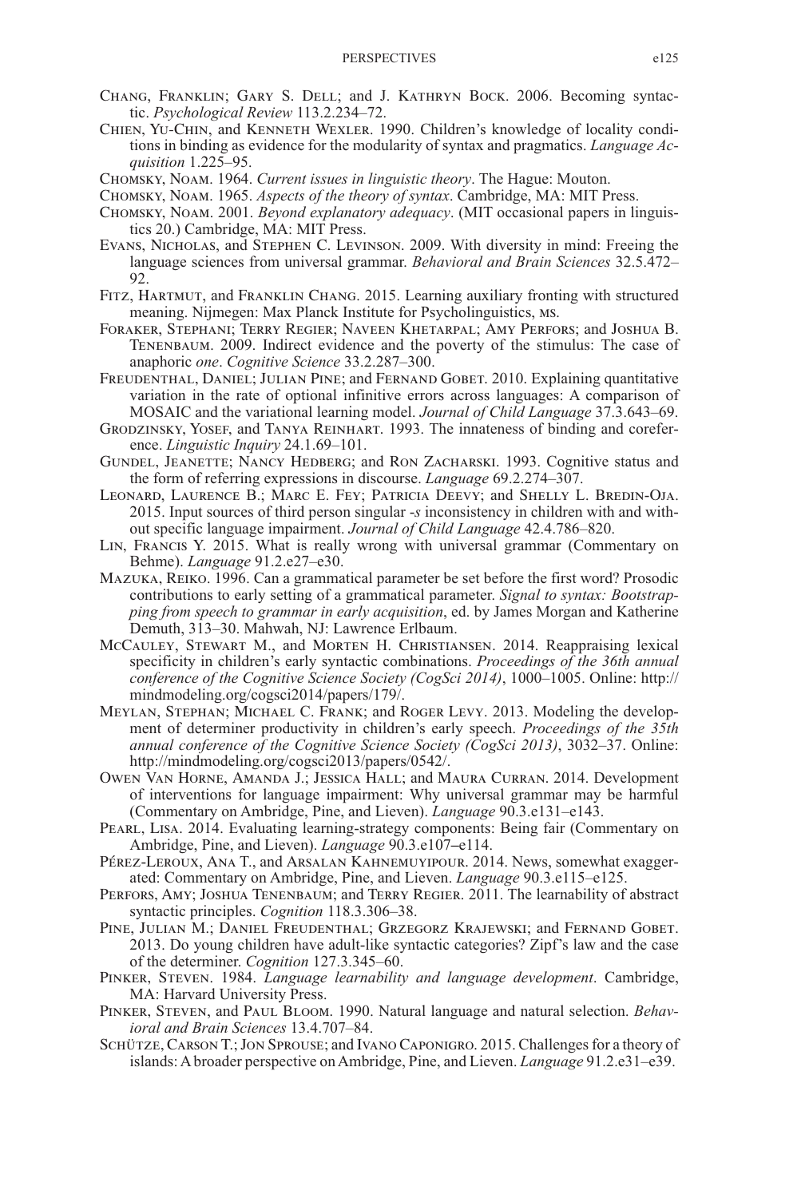Chang, Franklin; Gary S. Dell; and J. Kathryn Bock. 2006. Becoming syntactic. *Psychological Review* 113.2.234–72.

Chien, Yu-Chin, and Kenneth Wexler. 1990. Children's knowledge of locality conditions in binding as evidence for the modularity of syntax and pragmatics. *Language Acquisition* 1.225–95.

Chomsky, Noam. 1964. *Current issues in linguistic theory*. The Hague: Mouton.

Chomsky, Noam. 1965. *Aspects of the theory of syntax*. Cambridge, MA: MIT Press.

Chomsky, Noam. 2001. *Beyond explanatory adequacy*. (MIT occasional papers in linguistics 20.) Cambridge, MA: MIT Press.

Evans, Nicholas, and Stephen C. Levinson. 2009. With diversity in mind: Freeing the language sciences from universal grammar. *Behavioral and Brain Sciences* 32.5.472–92.

Fitz, Hartmut, and Franklin Chang. 2015. Learning auxiliary fronting with structured meaning. Nijmegen: Max Planck Institute for Psycholinguistics, ms.

Foraker, Stephani; Terry Regier; Naveen Khetarpal; Amy Perfors; and Joshua B. Tenenbaum. 2009. Indirect evidence and the poverty of the stimulus: The case of anaphoric *one*. *Cognitive Science* 33.2.287–300.

Freudenthal, Daniel; Julian Pine; and Fernand Gobet. 2010. Explaining quantitative variation in the rate of optional infinitive errors across languages: A comparison of MOSAIC and the variational learning model. *Journal of Child Language* 37.3.643–69.

Grodzinsky, Yosef, and Tanya Reinhart. 1993. The innateness of binding and coreference. *Linguistic Inquiry* 24.1.69–101.

Gundel, Jeanette; Nancy Hedberg; and Ron Zacharski. 1993. Cognitive status and the form of referring expressions in discourse. *Language* 69.2.274–307.

Leonard, Laurence B.; Marc E. Fey; Patricia Deevy; and Shelly L. Bredin-Oja. 2015. Input sources of third person singular *-s* inconsistency in children with and without specific language impairment. *Journal of Child Language* 42.4.786–820.

Lin, Francis Y. 2015. What is really wrong with universal grammar (Commentary on Behme). *Language* 91.2.e27–e30.

Mazuka, Reiko. 1996. Can a grammatical parameter be set before the first word? Prosodic contributions to early setting of a grammatical parameter. *Signal to syntax: Bootstrapping from speech to grammar in early acquisition*, ed. by James Morgan and Katherine Demuth, 313–30. Mahwah, NJ: Lawrence Erlbaum.

McCauley, Stewart M., and Morten H. Christiansen. 2014. Reappraising lexical specificity in children's early syntactic combinations. *Proceedings of the 36th annual conference of the Cognitive Science Society (CogSci 2014)*, 1000–1005. Online: http://mindmodeling.org/cogsci2014/papers/179/.

Meylan, Stephan; Michael C. Frank; and Roger Levy. 2013. Modeling the development of determiner productivity in children's early speech. *Proceedings of the 35th annual conference of the Cognitive Science Society (CogSci 2013)*, 3032–37. Online: http://mindmodeling.org/cogsci2013/papers/0542/.

Owen Van Horne, Amanda J.; Jessica Hall; and Maura Curran. 2014. Development of interventions for language impairment: Why universal grammar may be harmful (Commentary on Ambridge, Pine, and Lieven). *Language* 90.3.e131–e143.

Pearl, Lisa. 2014. Evaluating learning-strategy components: Being fair (Commentary on Ambridge, Pine, and Lieven). *Language* 90.3.e107–e114.

Pérez-Leroux, Ana T., and Arsalan Kahnemuyipour. 2014. News, somewhat exaggerated: Commentary on Ambridge, Pine, and Lieven. *Language* 90.3.e115–e125.

Perfors, Amy; Joshua Tenenbaum; and Terry Regier. 2011. The learnability of abstract syntactic principles. *Cognition* 118.3.306–38.

Pine, Julian M.; Daniel Freudenthal; Grzegorz Krajewski; and Fernand Gobet. 2013. Do young children have adult-like syntactic categories? Zipf's law and the case of the determiner. *Cognition* 127.3.345–60.

Pinker, Steven. 1984. *Language learnability and language development*. Cambridge, MA: Harvard University Press.

Pinker, Steven, and Paul Bloom. 1990. Natural language and natural selection. *Behavioral and Brain Sciences* 13.4.707–84.

Schütze, Carson T.; Jon Sprouse; and Ivano Caponigro. 2015. Challenges for a theory of islands: A broader perspective on Ambridge, Pine, and Lieven. *Language* 91.2.e31–e39.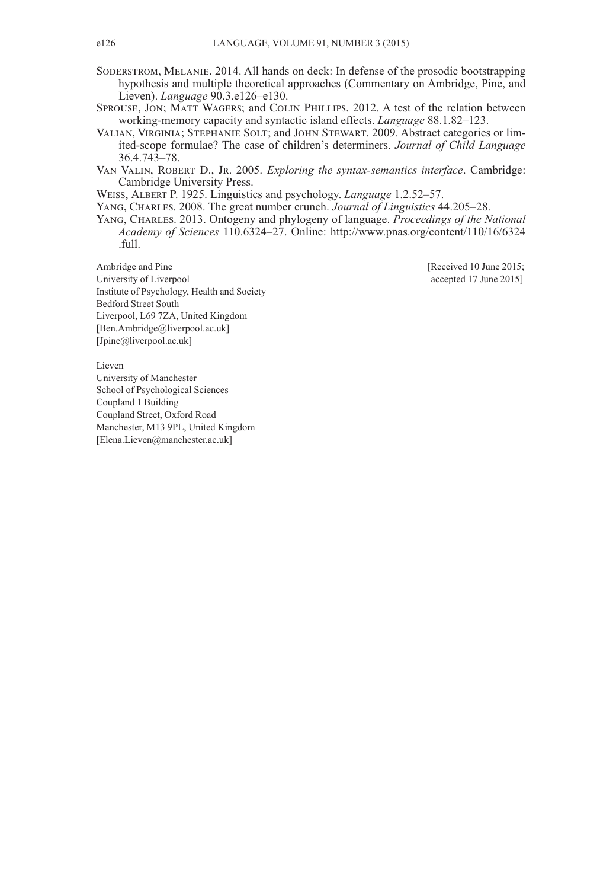Soderstrom, Melanie. 2014. All hands on deck: In defense of the prosodic bootstrapping hypothesis and multiple theoretical approaches (Commentary on Ambridge, Pine, and Lieven). *Language* 90.3.e126–e130.

Sprouse, Jon; Matt Wagers; and Colin Phillips. 2012. A test of the relation between working-memory capacity and syntactic island effects. *Language* 88.1.82–123.

Valian, Virginia; Stephanie Solt; and John Stewart. 2009. Abstract categories or limited-scope formulae? The case of children's determiners. *Journal of Child Language* 36.4.743–78.

Van Valin, Robert D., Jr. 2005. *Exploring the syntax-semantics interface*. Cambridge: Cambridge University Press.

Weiss, Albert P. 1925. Linguistics and psychology. *Language* 1.2.52–57.

Yang, Charles. 2008. The great number crunch. *Journal of Linguistics* 44.205–28.

Yang, Charles. 2013. Ontogeny and phylogeny of language. *Proceedings of the National Academy of Sciences* 110.6324–27. Online: http://www.pnas.org/content/110/16/6324.full.

Ambridge and Pine
University of Liverpool
Institute of Psychology, Health and Society
Bedford Street South
Liverpool, L69 7ZA, United Kingdom
[Ben.Ambridge@liverpool.ac.uk]
[Jpine@liverpool.ac.uk]

[Received 10 June 2015;
accepted 17 June 2015]

Lieven
University of Manchester
School of Psychological Sciences
Coupland 1 Building
Coupland Street, Oxford Road
Manchester, M13 9PL, United Kingdom
[Elena.Lieven@manchester.ac.uk]